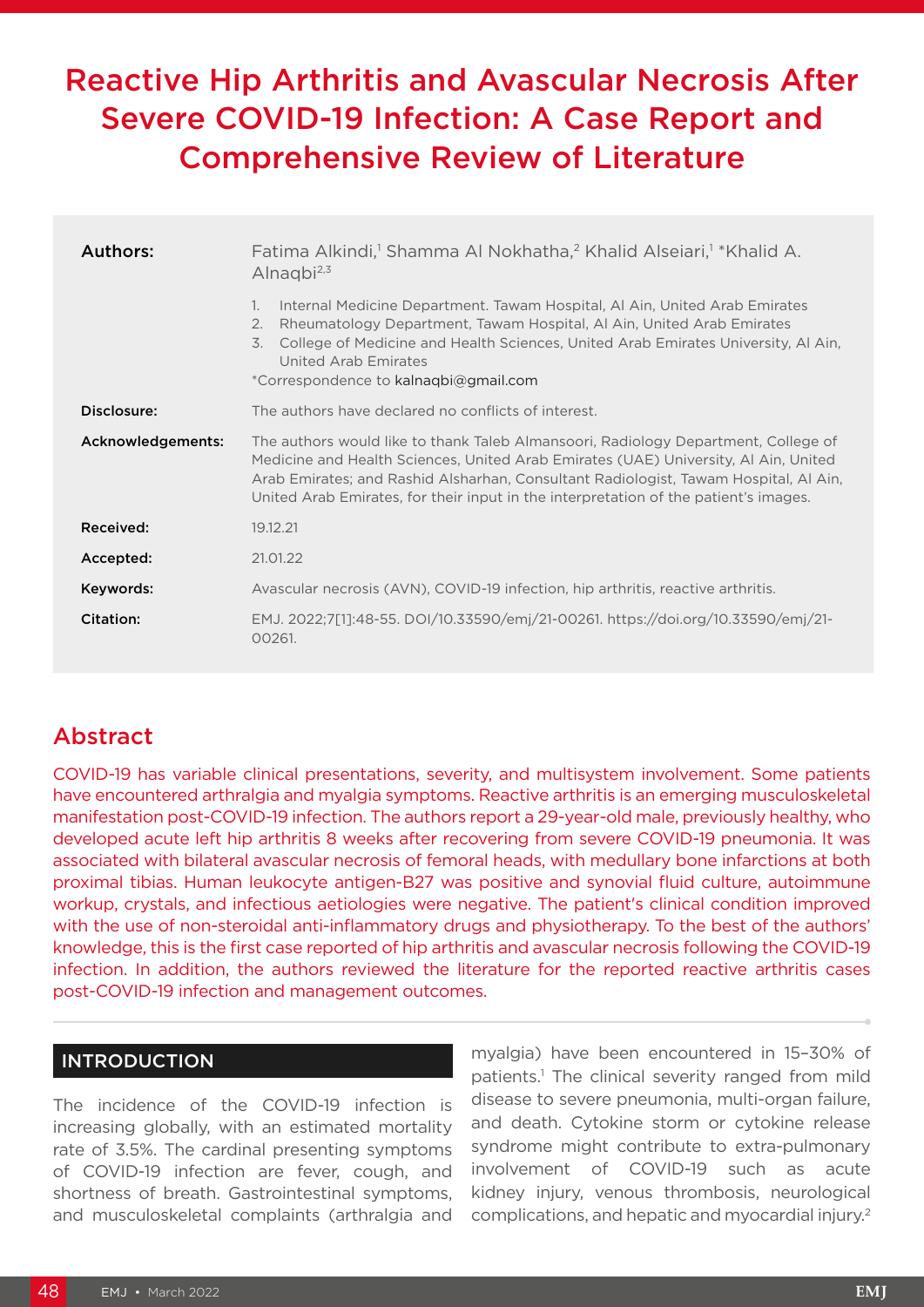# Reactive Hip Arthritis and Avascular Necrosis After Severe COVID-19 Infection: A Case Report and Comprehensive Review of Literature

| | |
|---|---|
| **Authors:** | Fatima Alkindi,[1] Shamma Al Nokhatha,[2] Khalid Alseiari,[1] *Khalid A. Alnaqbi[2,3] <br> 1. Internal Medicine Department. Tawam Hospital, Al Ain, United Arab Emirates <br> 2. Rheumatology Department, Tawam Hospital, Al Ain, United Arab Emirates <br> 3. College of Medicine and Health Sciences, United Arab Emirates University, Al Ain, United Arab Emirates <br> *Correspondence to kalnaqbi@gmail.com |
| **Disclosure:** | The authors have declared no conflicts of interest. |
| **Acknowledgements:** | The authors would like to thank Taleb Almansoori, Radiology Department, College of Medicine and Health Sciences, United Arab Emirates (UAE) University, Al Ain, United Arab Emirates; and Rashid Alsharhan, Consultant Radiologist, Tawam Hospital, Al Ain, United Arab Emirates, for their input in the interpretation of the patient's images. |
| **Received:** | 19.12.21 |
| **Accepted:** | 21.01.22 |
| **Keywords:** | Avascular necrosis (AVN), COVID-19 infection, hip arthritis, reactive arthritis. |
| **Citation:** | EMJ. 2022;7[1]:48-55. DOI/10.33590/emj/21-00261. https://doi.org/10.33590/emj/21-00261. |

## Abstract

COVID-19 has variable clinical presentations, severity, and multisystem involvement. Some patients have encountered arthralgia and myalgia symptoms. Reactive arthritis is an emerging musculoskeletal manifestation post-COVID-19 infection. The authors report a 29-year-old male, previously healthy, who developed acute left hip arthritis 8 weeks after recovering from severe COVID-19 pneumonia. It was associated with bilateral avascular necrosis of femoral heads, with medullary bone infarctions at both proximal tibias. Human leukocyte antigen-B27 was positive and synovial fluid culture, autoimmune workup, crystals, and infectious aetiologies were negative. The patient's clinical condition improved with the use of non-steroidal anti-inflammatory drugs and physiotherapy. To the best of the authors' knowledge, this is the first case reported of hip arthritis and avascular necrosis following the COVID-19 infection. In addition, the authors reviewed the literature for the reported reactive arthritis cases post-COVID-19 infection and management outcomes.

## INTRODUCTION

The incidence of the COVID-19 infection is increasing globally, with an estimated mortality rate of 3.5%. The cardinal presenting symptoms of COVID-19 infection are fever, cough, and shortness of breath. Gastrointestinal symptoms, and musculoskeletal complaints (arthralgia and myalgia) have been encountered in 15–30% of patients.[1] The clinical severity ranged from mild disease to severe pneumonia, multi-organ failure, and death. Cytokine storm or cytokine release syndrome might contribute to extra-pulmonary involvement of COVID-19 such as acute kidney injury, venous thrombosis, neurological complications, and hepatic and myocardial injury.[2]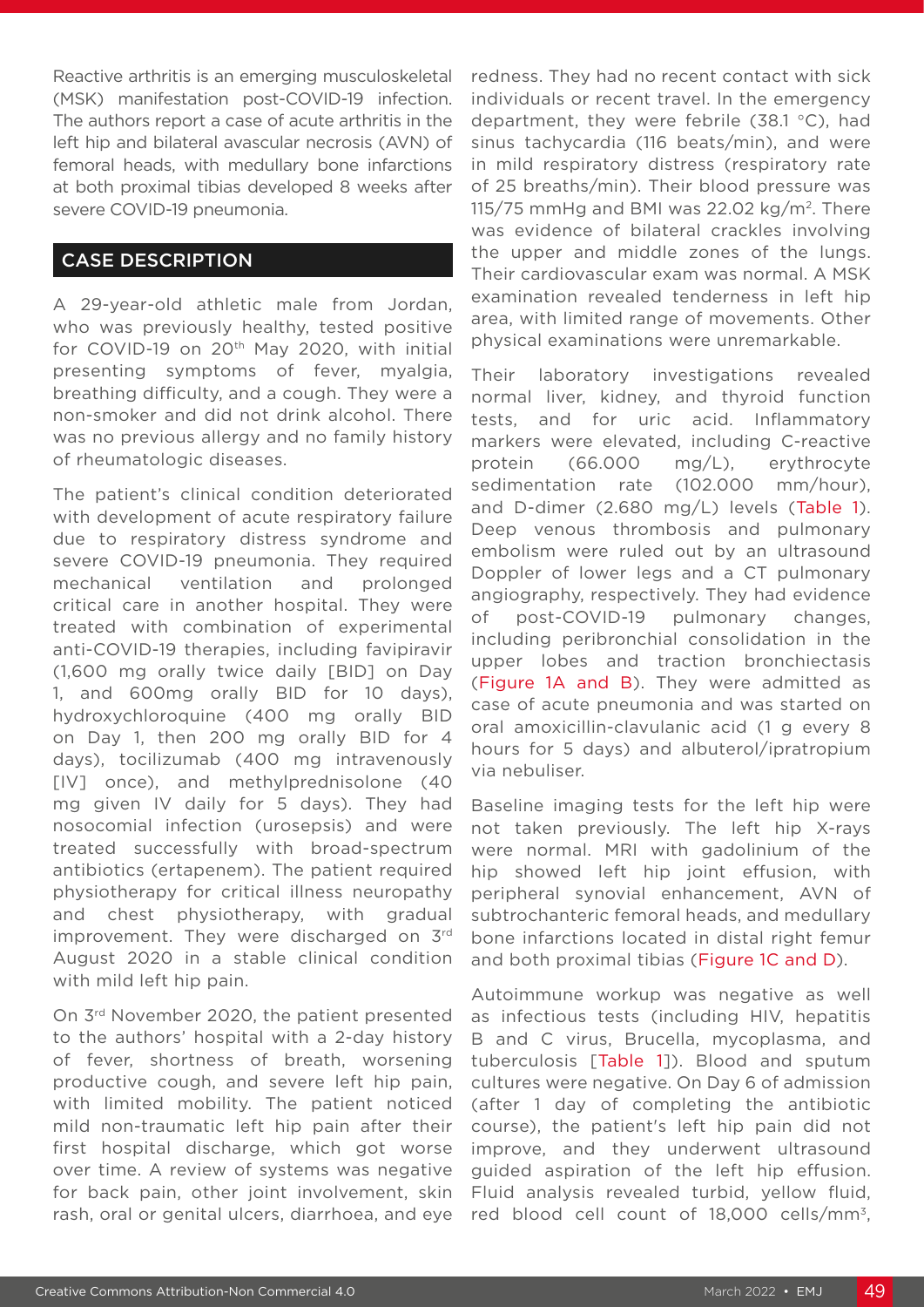Reactive arthritis is an emerging musculoskeletal (MSK) manifestation post-COVID-19 infection. The authors report a case of acute arthritis in the left hip and bilateral avascular necrosis (AVN) of femoral heads, with medullary bone infarctions at both proximal tibias developed 8 weeks after severe COVID-19 pneumonia.

## CASE DESCRIPTION

A 29-year-old athletic male from Jordan, who was previously healthy, tested positive for COVID-19 on 20th May 2020, with initial presenting symptoms of fever, myalgia, breathing difficulty, and a cough. They were a non-smoker and did not drink alcohol. There was no previous allergy and no family history of rheumatologic diseases.

The patient's clinical condition deteriorated with development of acute respiratory failure due to respiratory distress syndrome and severe COVID-19 pneumonia. They required mechanical ventilation and prolonged critical care in another hospital. They were treated with combination of experimental anti-COVID-19 therapies, including favipiravir (1,600 mg orally twice daily [BID] on Day 1, and 600mg orally BID for 10 days), hydroxychloroquine (400 mg orally BID on Day 1, then 200 mg orally BID for 4 days), tocilizumab (400 mg intravenously [IV] once), and methylprednisolone (40 mg given IV daily for 5 days). They had nosocomial infection (urosepsis) and were treated successfully with broad-spectrum antibiotics (ertapenem). The patient required physiotherapy for critical illness neuropathy and chest physiotherapy, with gradual improvement. They were discharged on 3rd August 2020 in a stable clinical condition with mild left hip pain.

On 3rd November 2020, the patient presented to the authors' hospital with a 2-day history of fever, shortness of breath, worsening productive cough, and severe left hip pain, with limited mobility. The patient noticed mild non-traumatic left hip pain after their first hospital discharge, which got worse over time. A review of systems was negative for back pain, other joint involvement, skin rash, oral or genital ulcers, diarrhoea, and eye redness. They had no recent contact with sick individuals or recent travel. In the emergency department, they were febrile (38.1 °C), had sinus tachycardia (116 beats/min), and were in mild respiratory distress (respiratory rate of 25 breaths/min). Their blood pressure was 115/75 mmHg and BMI was 22.02 kg/m$^2$. There was evidence of bilateral crackles involving the upper and middle zones of the lungs. Their cardiovascular exam was normal. A MSK examination revealed tenderness in left hip area, with limited range of movements. Other physical examinations were unremarkable.

Their laboratory investigations revealed normal liver, kidney, and thyroid function tests, and for uric acid. Inflammatory markers were elevated, including C-reactive protein (66.000 mg/L), erythrocyte sedimentation rate (102.000 mm/hour), and D-dimer (2.680 mg/L) levels (Table 1). Deep venous thrombosis and pulmonary embolism were ruled out by an ultrasound Doppler of lower legs and a CT pulmonary angiography, respectively. They had evidence of post-COVID-19 pulmonary changes, including peribronchial consolidation in the upper lobes and traction bronchiectasis (Figure 1A and B). They were admitted as case of acute pneumonia and was started on oral amoxicillin-clavulanic acid (1 g every 8 hours for 5 days) and albuterol/ipratropium via nebuliser.

Baseline imaging tests for the left hip were not taken previously. The left hip X-rays were normal. MRI with gadolinium of the hip showed left hip joint effusion, with peripheral synovial enhancement, AVN of subtrochanteric femoral heads, and medullary bone infarctions located in distal right femur and both proximal tibias (Figure 1C and D).

Autoimmune workup was negative as well as infectious tests (including HIV, hepatitis B and C virus, Brucella, mycoplasma, and tuberculosis [Table 1]). Blood and sputum cultures were negative. On Day 6 of admission (after 1 day of completing the antibiotic course), the patient's left hip pain did not improve, and they underwent ultrasound guided aspiration of the left hip effusion. Fluid analysis revealed turbid, yellow fluid, red blood cell count of 18,000 cells/mm$^3$,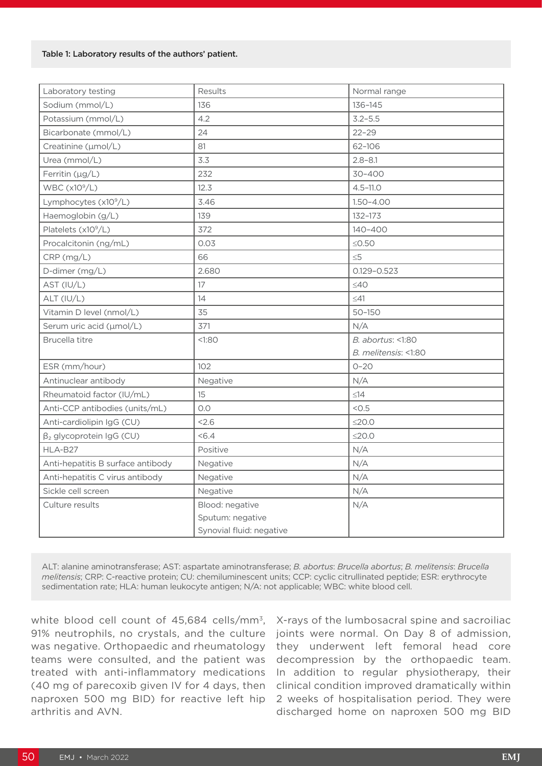Table 1: Laboratory results of the authors' patient.

| Laboratory testing | Results | Normal range |
|---|---|---|
| Sodium (mmol/L) | 136 | 136–145 |
| Potassium (mmol/L) | 4.2 | 3.2–5.5 |
| Bicarbonate (mmol/L) | 24 | 22–29 |
| Creatinine (µmol/L) | 81 | 62–106 |
| Urea (mmol/L) | 3.3 | 2.8–8.1 |
| Ferritin (µg/L) | 232 | 30–400 |
| WBC ($x10^9$/L) | 12.3 | 4.5–11.0 |
| Lymphocytes ($x10^9$/L) | 3.46 | 1.50–4.00 |
| Haemoglobin (g/L) | 139 | 132–173 |
| Platelets ($x10^9$/L) | 372 | 140–400 |
| Procalcitonin (ng/mL) | 0.03 | ≤0.50 |
| CRP (mg/L) | 66 | ≤5 |
| D-dimer (mg/L) | 2.680 | 0.129–0.523 |
| AST (IU/L) | 17 | ≤40 |
| ALT (IU/L) | 14 | ≤41 |
| Vitamin D level (nmol/L) | 35 | 50–150 |
| Serum uric acid (µmol/L) | 371 | N/A |
| Brucella titre | <1:80 | *B. abortus*: <1:80<br>*B. melitensis*: <1:80 |
| ESR (mm/hour) | 102 | 0–20 |
| Antinuclear antibody | Negative | N/A |
| Rheumatoid factor (IU/mL) | 15 | ≤14 |
| Anti-CCP antibodies (units/mL) | 0.0 | <0.5 |
| Anti-cardiolipin IgG (CU) | <2.6 | ≤20.0 |
| $β_2$ glycoprotein IgG (CU) | <6.4 | ≤20.0 |
| HLA-B27 | Positive | N/A |
| Anti-hepatitis B surface antibody | Negative | N/A |
| Anti-hepatitis C virus antibody | Negative | N/A |
| Sickle cell screen | Negative | N/A |
| Culture results | Blood: negative<br>Sputum: negative<br>Synovial fluid: negative | N/A |

ALT: alanine aminotransferase; AST: aspartate aminotransferase; *B. abortus*: *Brucella abortus*; *B. melitensis*: *Brucella melitensis*; CRP: C-reactive protein; CU: chemiluminescent units; CCP: cyclic citrullinated peptide; ESR: erythrocyte sedimentation rate; HLA: human leukocyte antigen; N/A: not applicable; WBC: white blood cell.

white blood cell count of 45,684 cells/mm$^3$, 91% neutrophils, no crystals, and the culture was negative. Orthopaedic and rheumatology teams were consulted, and the patient was treated with anti-inflammatory medications (40 mg of parecoxib given IV for 4 days, then naproxen 500 mg BID) for reactive left hip arthritis and AVN.

X-rays of the lumbosacral spine and sacroiliac joints were normal. On Day 8 of admission, they underwent left femoral head core decompression by the orthopaedic team. In addition to regular physiotherapy, their clinical condition improved dramatically within 2 weeks of hospitalisation period. They were discharged home on naproxen 500 mg BID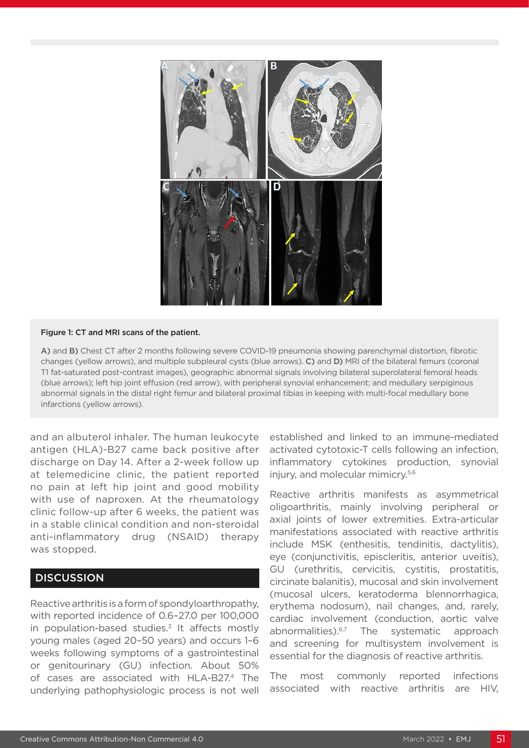**Figure 1: CT and MRI scans of the patient.**

**A)** and **B)** Chest CT after 2 months following severe COVID-19 pneumonia showing parenchymal distortion, fibrotic changes (yellow arrows), and multiple subpleural cysts (blue arrows). **C)** and **D)** MRI of the bilateral femurs (coronal T1 fat-saturated post-contrast images), geographic abnormal signals involving bilateral superolateral femoral heads (blue arrows); left hip joint effusion (red arrow), with peripheral synovial enhancement; and medullary serpiginous abnormal signals in the distal right femur and bilateral proximal tibias in keeping with multi-focal medullary bone infarctions (yellow arrows).

and an albuterol inhaler. The human leukocyte antigen (HLA)-B27 came back positive after discharge on Day 14. After a 2-week follow up at telemedicine clinic, the patient reported no pain at left hip joint and good mobility with use of naproxen. At the rheumatology clinic follow-up after 6 weeks, the patient was in a stable clinical condition and non-steroidal anti-inflammatory drug (NSAID) therapy was stopped.

## DISCUSSION

Reactive arthritis is a form of spondyloarthropathy, with reported incidence of 0.6–27.0 per 100,000 in population-based studies.[3] It affects mostly young males (aged 20–50 years) and occurs 1–6 weeks following symptoms of a gastrointestinal or genitourinary (GU) infection. About 50% of cases are associated with HLA-B27.[4] The underlying pathophysiologic process is not well established and linked to an immune-mediated activated cytotoxic-T cells following an infection, inflammatory cytokines production, synovial injury, and molecular mimicry.[5,6]

Reactive arthritis manifests as asymmetrical oligoarthritis, mainly involving peripheral or axial joints of lower extremities. Extra-articular manifestations associated with reactive arthritis include MSK (enthesitis, tendinitis, dactylitis), eye (conjunctivitis, episcleritis, anterior uveitis), GU (urethritis, cervicitis, cystitis, prostatitis, circinate balanitis), mucosal and skin involvement (mucosal ulcers, keratoderma blennorrhagica, erythema nodosum), nail changes, and, rarely, cardiac involvement (conduction, aortic valve abnormalities).[6,7] The systematic approach and screening for multisystem involvement is essential for the diagnosis of reactive arthritis.

The most commonly reported infections associated with reactive arthritis are HIV,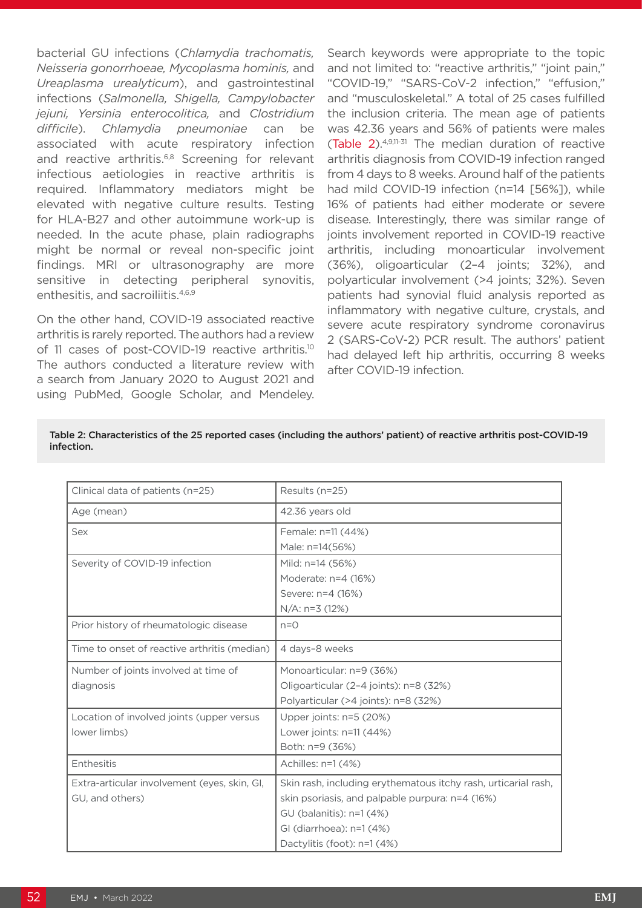bacterial GU infections (*Chlamydia trachomatis, Neisseria gonorrhoeae, Mycoplasma hominis,* and *Ureaplasma urealyticum*), and gastrointestinal infections (*Salmonella, Shigella, Campylobacter jejuni, Yersinia enterocolitica,* and *Clostridium difficile*). *Chlamydia pneumoniae* can be associated with acute respiratory infection and reactive arthritis.[6,8] Screening for relevant infectious aetiologies in reactive arthritis is required. Inflammatory mediators might be elevated with negative culture results. Testing for HLA-B27 and other autoimmune work-up is needed. In the acute phase, plain radiographs might be normal or reveal non-specific joint findings. MRI or ultrasonography are more sensitive in detecting peripheral synovitis, enthesitis, and sacroiliitis.[4,6,9]

On the other hand, COVID-19 associated reactive arthritis is rarely reported. The authors had a review of 11 cases of post-COVID-19 reactive arthritis.[10] The authors conducted a literature review with a search from January 2020 to August 2021 and using PubMed, Google Scholar, and Mendeley. Search keywords were appropriate to the topic and not limited to: "reactive arthritis," "joint pain," "COVID-19," "SARS-CoV-2 infection," "effusion," and "musculoskeletal." A total of 25 cases fulfilled the inclusion criteria. The mean age of patients was 42.36 years and 56% of patients were males (Table 2).[4,9,11-31] The median duration of reactive arthritis diagnosis from COVID-19 infection ranged from 4 days to 8 weeks. Around half of the patients had mild COVID-19 infection (n=14 [56%]), while 16% of patients had either moderate or severe disease. Interestingly, there was similar range of joints involvement reported in COVID-19 reactive arthritis, including monoarticular involvement (36%), oligoarticular (2–4 joints; 32%), and polyarticular involvement (>4 joints; 32%). Seven patients had synovial fluid analysis reported as inflammatory with negative culture, crystals, and severe acute respiratory syndrome coronavirus 2 (SARS-CoV-2) PCR result. The authors' patient had delayed left hip arthritis, occurring 8 weeks after COVID-19 infection.

**Table 2: Characteristics of the 25 reported cases (including the authors' patient) of reactive arthritis post-COVID-19 infection.**

| Clinical data of patients (n=25) | Results (n=25) |
|---|---|
| Age (mean) | 42.36 years old |
| Sex | Female: n=11 (44%)<br>Male: n=14(56%) |
| Severity of COVID-19 infection | Mild: n=14 (56%)<br>Moderate: n=4 (16%)<br>Severe: n=4 (16%)<br>N/A: n=3 (12%) |
| Prior history of rheumatologic disease | n=0 |
| Time to onset of reactive arthritis (median) | 4 days–8 weeks |
| Number of joints involved at time of diagnosis | Monoarticular: n=9 (36%)<br>Oligoarticular (2–4 joints): n=8 (32%)<br>Polyarticular (>4 joints): n=8 (32%) |
| Location of involved joints (upper versus lower limbs) | Upper joints: n=5 (20%)<br>Lower joints: n=11 (44%)<br>Both: n=9 (36%) |
| Enthesitis | Achilles: n=1 (4%) |
| Extra-articular involvement (eyes, skin, GI, GU, and others) | Skin rash, including erythematous itchy rash, urticarial rash, skin psoriasis, and palpable purpura: n=4 (16%)<br>GU (balanitis): n=1 (4%)<br>GI (diarrhoea): n=1 (4%)<br>Dactylitis (foot): n=1 (4%) |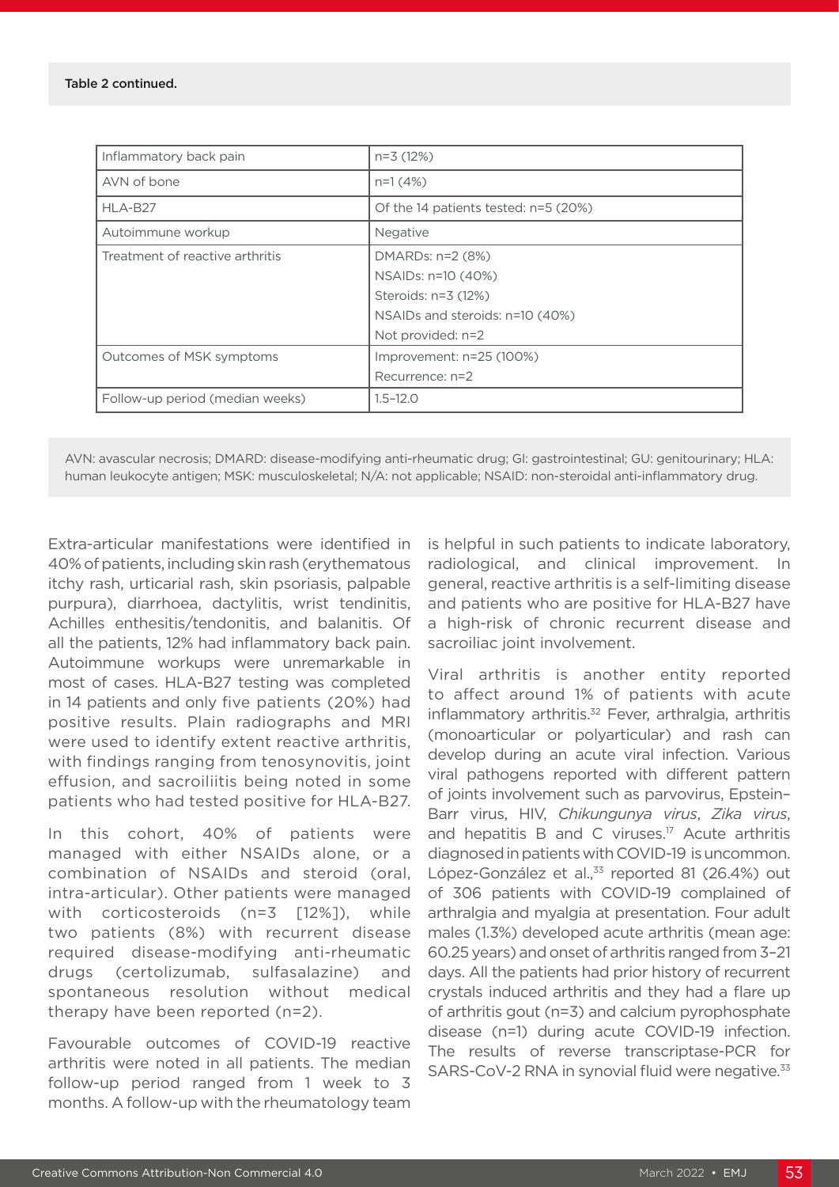Table 2 continued.

| | |
|---|---|
| Inflammatory back pain | n=3 (12%) |
| AVN of bone | n=1 (4%) |
| HLA-B27 | Of the 14 patients tested: n=5 (20%) |
| Autoimmune workup | Negative |
| Treatment of reactive arthritis | DMARDs: n=2 (8%)<br>NSAIDs: n=10 (40%)<br>Steroids: n=3 (12%)<br>NSAIDs and steroids: n=10 (40%)<br>Not provided: n=2 |
| Outcomes of MSK symptoms | Improvement: n=25 (100%)<br>Recurrence: n=2 |
| Follow-up period (median weeks) | 1.5–12.0 |

AVN: avascular necrosis; DMARD: disease-modifying anti-rheumatic drug; GI: gastrointestinal; GU: genitourinary; HLA: human leukocyte antigen; MSK: musculoskeletal; N/A: not applicable; NSAID: non-steroidal anti-inflammatory drug.

Extra-articular manifestations were identified in 40% of patients, including skin rash (erythematous itchy rash, urticarial rash, skin psoriasis, palpable purpura), diarrhoea, dactylitis, wrist tendinitis, Achilles enthesitis/tendonitis, and balanitis. Of all the patients, 12% had inflammatory back pain. Autoimmune workups were unremarkable in most of cases. HLA-B27 testing was completed in 14 patients and only five patients (20%) had positive results. Plain radiographs and MRI were used to identify extent reactive arthritis, with findings ranging from tenosynovitis, joint effusion, and sacroiliitis being noted in some patients who had tested positive for HLA-B27.

In this cohort, 40% of patients were managed with either NSAIDs alone, or a combination of NSAIDs and steroid (oral, intra-articular). Other patients were managed with corticosteroids (n=3 [12%]), while two patients (8%) with recurrent disease required disease-modifying anti-rheumatic drugs (certolizumab, sulfasalazine) and spontaneous resolution without medical therapy have been reported (n=2).

Favourable outcomes of COVID-19 reactive arthritis were noted in all patients. The median follow-up period ranged from 1 week to 3 months. A follow-up with the rheumatology team is helpful in such patients to indicate laboratory, radiological, and clinical improvement. In general, reactive arthritis is a self-limiting disease and patients who are positive for HLA-B27 have a high-risk of chronic recurrent disease and sacroiliac joint involvement.

Viral arthritis is another entity reported to affect around 1% of patients with acute inflammatory arthritis.[32] Fever, arthralgia, arthritis (monoarticular or polyarticular) and rash can develop during an acute viral infection. Various viral pathogens reported with different pattern of joints involvement such as parvovirus, Epstein–Barr virus, HIV, *Chikungunya virus*, *Zika virus*, and hepatitis B and C viruses.[17] Acute arthritis diagnosed in patients with COVID-19 is uncommon. López-González et al.,[33] reported 81 (26.4%) out of 306 patients with COVID-19 complained of arthralgia and myalgia at presentation. Four adult males (1.3%) developed acute arthritis (mean age: 60.25 years) and onset of arthritis ranged from 3–21 days. All the patients had prior history of recurrent crystals induced arthritis and they had a flare up of arthritis gout (n=3) and calcium pyrophosphate disease (n=1) during acute COVID-19 infection. The results of reverse transcriptase-PCR for SARS-CoV-2 RNA in synovial fluid were negative.[33]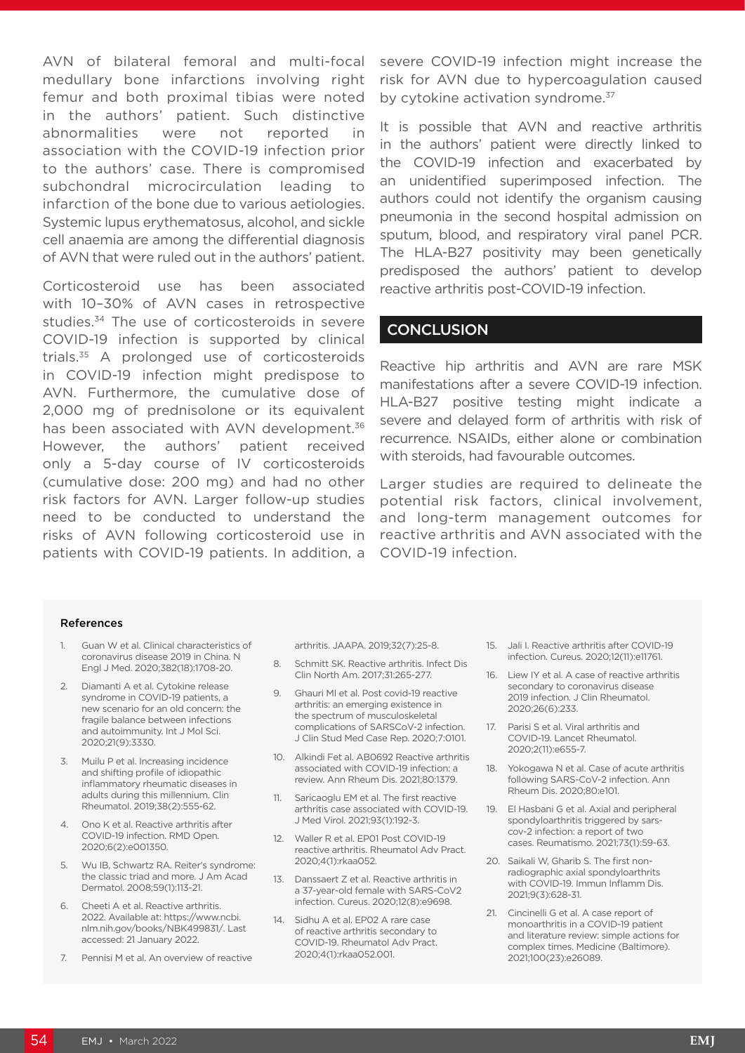AVN of bilateral femoral and multi-focal medullary bone infarctions involving right femur and both proximal tibias were noted in the authors' patient. Such distinctive abnormalities were not reported in association with the COVID-19 infection prior to the authors' case. There is compromised subchondral microcirculation leading to infarction of the bone due to various aetiologies. Systemic lupus erythematosus, alcohol, and sickle cell anaemia are among the differential diagnosis of AVN that were ruled out in the authors' patient.

Corticosteroid use has been associated with 10–30% of AVN cases in retrospective studies.[34] The use of corticosteroids in severe COVID-19 infection is supported by clinical trials.[35] A prolonged use of corticosteroids in COVID-19 infection might predispose to AVN. Furthermore, the cumulative dose of 2,000 mg of prednisolone or its equivalent has been associated with AVN development.[36] However, the authors' patient received only a 5-day course of IV corticosteroids (cumulative dose: 200 mg) and had no other risk factors for AVN. Larger follow-up studies need to be conducted to understand the risks of AVN following corticosteroid use in patients with COVID-19 patients. In addition, a severe COVID-19 infection might increase the risk for AVN due to hypercoagulation caused by cytokine activation syndrome.[37]

It is possible that AVN and reactive arthritis in the authors' patient were directly linked to the COVID-19 infection and exacerbated by an unidentified superimposed infection. The authors could not identify the organism causing pneumonia in the second hospital admission on sputum, blood, and respiratory viral panel PCR. The HLA-B27 positivity may been genetically predisposed the authors' patient to develop reactive arthritis post-COVID-19 infection.

## CONCLUSION

Reactive hip arthritis and AVN are rare MSK manifestations after a severe COVID-19 infection. HLA-B27 positive testing might indicate a severe and delayed form of arthritis with risk of recurrence. NSAIDs, either alone or combination with steroids, had favourable outcomes.

Larger studies are required to delineate the potential risk factors, clinical involvement, and long-term management outcomes for reactive arthritis and AVN associated with the COVID-19 infection.

### References

1. Guan W et al. Clinical characteristics of coronavirus disease 2019 in China. N Engl J Med. 2020;382(18):1708-20.
2. Diamanti A et al. Cytokine release syndrome in COVID-19 patients, a new scenario for an old concern: the fragile balance between infections and autoimmunity. Int J Mol Sci. 2020;21(9):3330.
3. Muilu P et al. Increasing incidence and shifting profile of idiopathic inflammatory rheumatic diseases in adults during this millennium. Clin Rheumatol. 2019;38(2):555-62.
4. Ono K et al. Reactive arthritis after COVID-19 infection. RMD Open. 2020;6(2):e001350.
5. Wu IB, Schwartz RA. Reiter's syndrome: the classic triad and more. J Am Acad Dermatol. 2008;59(1):113-21.
6. Cheeti A et al. Reactive arthritis. 2022. Available at: https://www.ncbi.nlm.nih.gov/books/NBK499831/. Last accessed: 21 January 2022.
7. Pennisi M et al. An overview of reactive arthritis. JAAPA. 2019;32(7):25-8.
8. Schmitt SK. Reactive arthritis. Infect Dis Clin North Am. 2017;31:265-277.
9. Ghauri MI et al. Post covid-19 reactive arthritis: an emerging existence in the spectrum of musculoskeletal complications of SARSCoV-2 infection. J Clin Stud Med Case Rep. 2020;7:0101.
10. Alkindi Fet al. AB0692 Reactive arthritis associated with COVID-19 infection: a review. Ann Rheum Dis. 2021;80:1379.
11. Saricaoglu EM et al. The first reactive arthritis case associated with COVID-19. J Med Virol. 2021;93(1):192-3.
12. Waller R et al. EP01 Post COVID-19 reactive arthritis. Rheumatol Adv Pract. 2020;4(1):rkaa052.
13. Danssaert Z et al. Reactive arthritis in a 37-year-old female with SARS-CoV2 infection. Cureus. 2020;12(8):e9698.
14. Sidhu A et al. EP02 A rare case of reactive arthritis secondary to COVID-19. Rheumatol Adv Pract. 2020;4(1):rkaa052.001.
15. Jali I. Reactive arthritis after COVID-19 infection. Cureus. 2020;12(11):e11761.
16. Liew IY et al. A case of reactive arthritis secondary to coronavirus disease 2019 infection. J Clin Rheumatol. 2020;26(6):233.
17. Parisi S et al. Viral arthritis and COVID-19. Lancet Rheumatol. 2020;2(11):e655-7.
18. Yokogawa N et al. Case of acute arthritis following SARS-CoV-2 infection. Ann Rheum Dis. 2020;80:e101.
19. El Hasbani G et al. Axial and peripheral spondyloarthritis triggered by sars-cov-2 infection: a report of two cases. Reumatismo. 2021;73(1):59-63.
20. Saikali W, Gharib S. The first non-radiographic axial spondyloarthrits with COVID-19. Immun Inflamm Dis. 2021;9(3):628-31.
21. Cincinelli G et al. A case report of monoarthritis in a COVID-19 patient and literature review: simple actions for complex times. Medicine (Baltimore). 2021;100(23):e26089.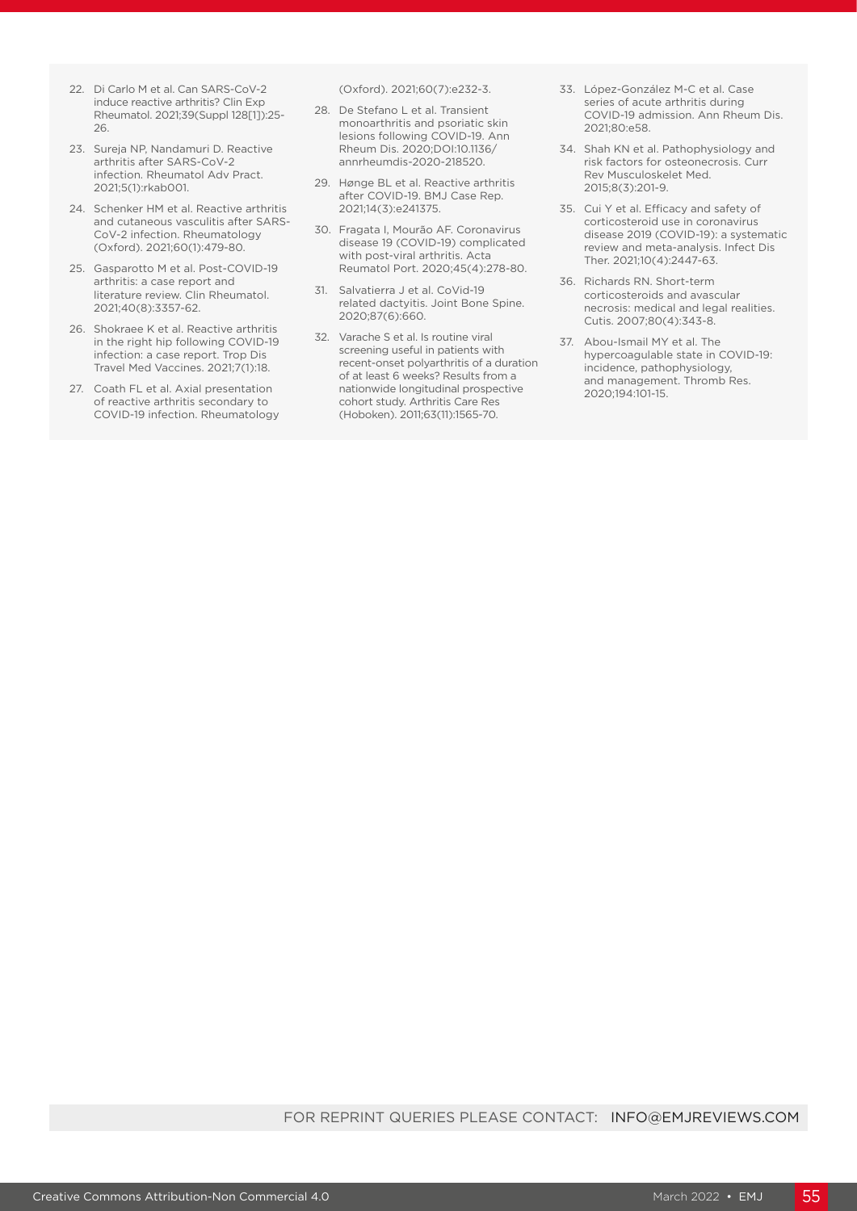22. Di Carlo M et al. Can SARS-CoV-2 induce reactive arthritis? Clin Exp Rheumatol. 2021;39(Suppl 128[1]):25-26.
23. Sureja NP, Nandamuri D. Reactive arthritis after SARS-CoV-2 infection. Rheumatol Adv Pract. 2021;5(1):rkab001.
24. Schenker HM et al. Reactive arthritis and cutaneous vasculitis after SARS-CoV-2 infection. Rheumatology (Oxford). 2021;60(1):479-80.
25. Gasparotto M et al. Post-COVID-19 arthritis: a case report and literature review. Clin Rheumatol. 2021;40(8):3357-62.
26. Shokraee K et al. Reactive arthritis in the right hip following COVID-19 infection: a case report. Trop Dis Travel Med Vaccines. 2021;7(1):18.
27. Coath FL et al. Axial presentation of reactive arthritis secondary to COVID-19 infection. Rheumatology (Oxford). 2021;60(7):e232-3.
28. De Stefano L et al. Transient monoarthritis and psoriatic skin lesions following COVID-19. Ann Rheum Dis. 2020;DOI:10.1136/annrheumdis-2020-218520.
29. Hønge BL et al. Reactive arthritis after COVID-19. BMJ Case Rep. 2021;14(3):e241375.
30. Fragata I, Mourão AF. Coronavirus disease 19 (COVID-19) complicated with post-viral arthritis. Acta Reumatol Port. 2020;45(4):278-80.
31. Salvatierra J et al. CoVid-19 related dactyitis. Joint Bone Spine. 2020;87(6):660.
32. Varache S et al. Is routine viral screening useful in patients with recent-onset polyarthritis of a duration of at least 6 weeks? Results from a nationwide longitudinal prospective cohort study. Arthritis Care Res (Hoboken). 2011;63(11):1565-70.
33. López-González M-C et al. Case series of acute arthritis during COVID-19 admission. Ann Rheum Dis. 2021;80:e58.
34. Shah KN et al. Pathophysiology and risk factors for osteonecrosis. Curr Rev Musculoskelet Med. 2015;8(3):201-9.
35. Cui Y et al. Efficacy and safety of corticosteroid use in coronavirus disease 2019 (COVID-19): a systematic review and meta-analysis. Infect Dis Ther. 2021;10(4):2447-63.
36. Richards RN. Short-term corticosteroids and avascular necrosis: medical and legal realities. Cutis. 2007;80(4):343-8.
37. Abou-Ismail MY et al. The hypercoagulable state in COVID-19: incidence, pathophysiology, and management. Thromb Res. 2020;194:101-15.

FOR REPRINT QUERIES PLEASE CONTACT: INFO@EMJREVIEWS.COM